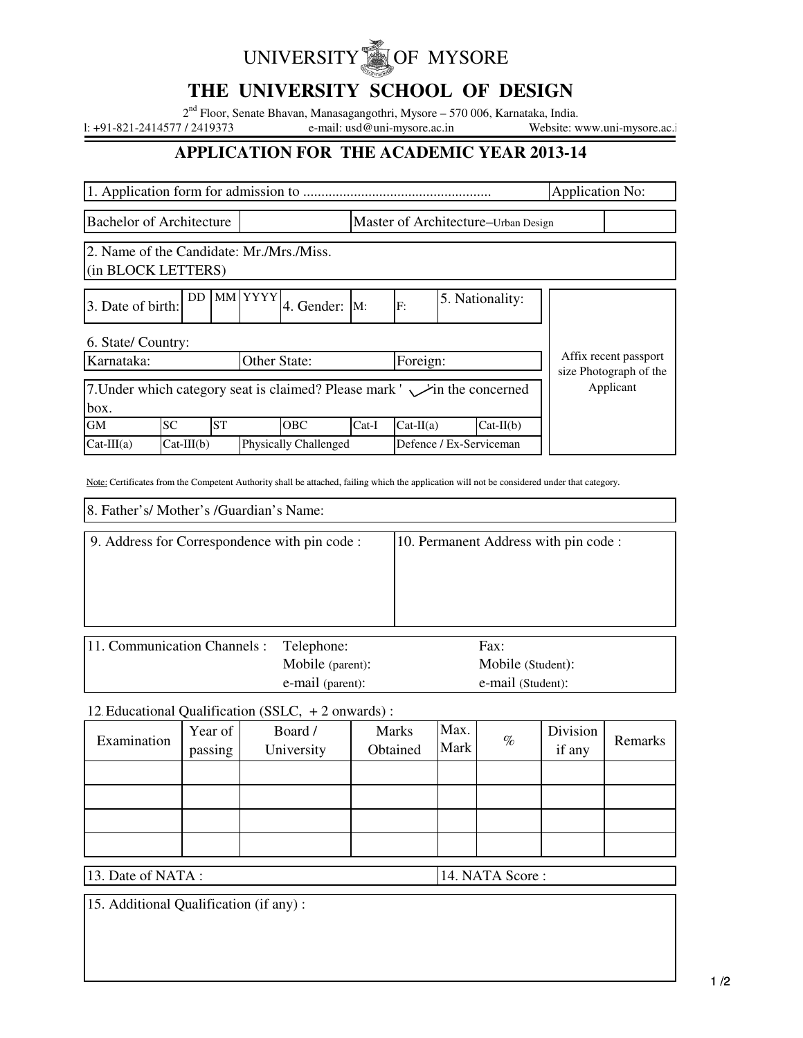# UNIVERSITY OF MYSORE

## THE UNIVERSITY SCHOOL OF DESIGN

2nd Floor, Senate Bhavan, Manasagangothri, Mysore – 570 006, Karnataka, India.

l: +91-821-2414577 / 2419373 e-mail: usd@uni-mysore.ac.in Website: www.uni-mysore.ac.i

## APPLICATION FOR THE ACADEMIC YEAR 2013-14

| 1. Application form for admission to .................................................... | Application No: |
|---|---|

| Bachelor of Architecture | | Master of Architecture–Urban Design | |
|---|---|---|---|

2. Name of the Candidate: Mr./Mrs./Miss.
(in BLOCK LETTERS)

| 3. Date of birth: | DD | MM | YYYY | 4. Gender: | M: | F: | 5. Nationality: |
|---|---|---|---|---|---|---|---|

Affix recent passport size Photograph of the Applicant

6. State/ Country:

| Karnataka: | Other State: | Foreign: |
|---|---|---|

7.Under which category seat is claimed? Please mark ' ✓ 'in the concerned box.

| GM | SC | ST | OBC | Cat-I | Cat-II(a) | Cat-II(b) |
|---|---|---|---|---|---|---|
| Cat-III(a) | Cat-III(b) | Physically Challenged | | | Defence / Ex-Serviceman | |

Note: Certificates from the Competent Authority shall be attached, failing which the application will not be considered under that category.

8. Father's/ Mother's /Guardian's Name:

| 9. Address for Correspondence with pin code : | 10. Permanent Address with pin code : |
|---|---|
| | |

| 11. Communication Channels : | Telephone: | Fax: |
|---|---|---|
| | Mobile (parent): | Mobile (Student): |
| | e-mail (parent): | e-mail (Student): |

12. Educational Qualification (SSLC, + 2 onwards) :

| Examination | Year of passing | Board / University | Marks Obtained | Max. Mark | % | Division if any | Remarks |
|---|---|---|---|---|---|---|---|
| | | | | | | | |
| | | | | | | | |
| | | | | | | | |
| | | | | | | | |

| 13. Date of NATA : | 14. NATA Score : |
|---|---|

15. Additional Qualification (if any) :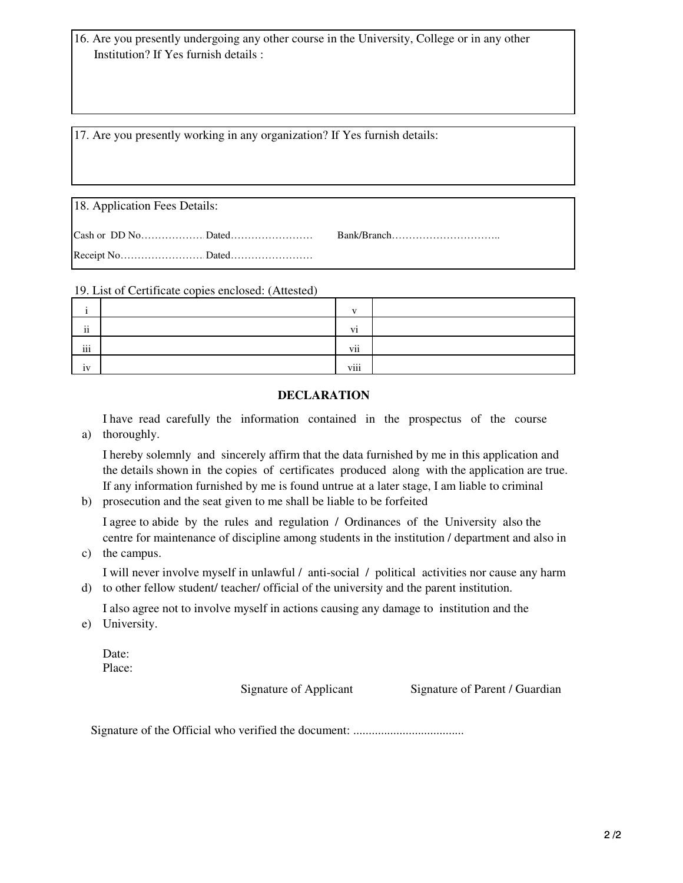16. Are you presently undergoing any other course in the University, College or in any other Institution? If Yes furnish details :

17. Are you presently working in any organization? If Yes furnish details:

18. Application Fees Details:

Cash or DD No……………… Dated…………………… Bank/Branch…………………………..

Receipt No…………………… Dated……………………

19. List of Certificate copies enclosed: (Attested)

| | | | |
|---|---|---|---|
| i | | v | |
| ii | | vi | |
| iii | | vii | |
| iv | | viii | |

**DECLARATION**

a) I have read carefully the information contained in the prospectus of the course thoroughly.

b) I hereby solemnly and sincerely affirm that the data furnished by me in this application and the details shown in the copies of certificates produced along with the application are true. If any information furnished by me is found untrue at a later stage, I am liable to criminal prosecution and the seat given to me shall be liable to be forfeited

c) I agree to abide by the rules and regulation / Ordinances of the University also the centre for maintenance of discipline among students in the institution / department and also in the campus.

d) I will never involve myself in unlawful / anti-social / political activities nor cause any harm to other fellow student/ teacher/ official of the university and the parent institution.

e) I also agree not to involve myself in actions causing any damage to institution and the University.

Date:
Place:

Signature of Applicant Signature of Parent / Guardian

Signature of the Official who verified the document: ....................................